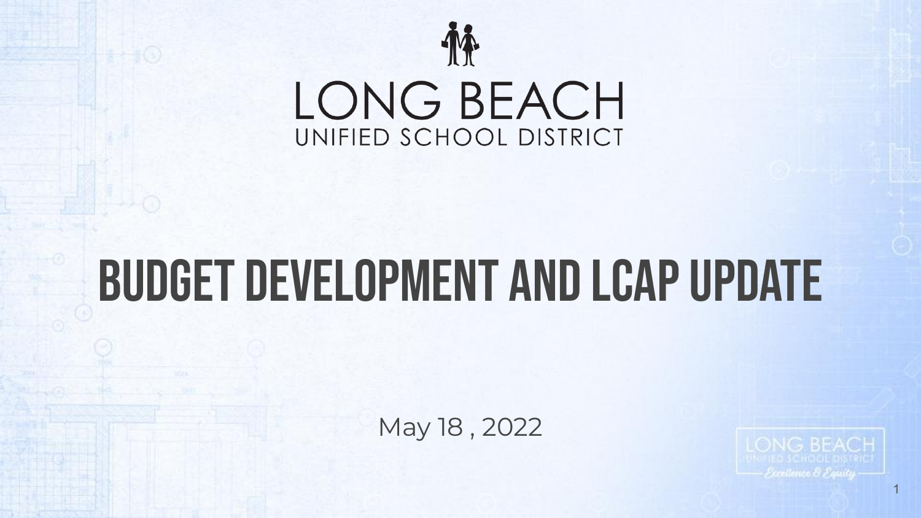LONG BEACH
UNIFIED SCHOOL DISTRICT

# BUDGET DEVELOPMENT AND LCAP UPDATE

May 18 , 2022

LONG BEACH
UNIFIED SCHOOL DISTRICT
*Excellence & Equity*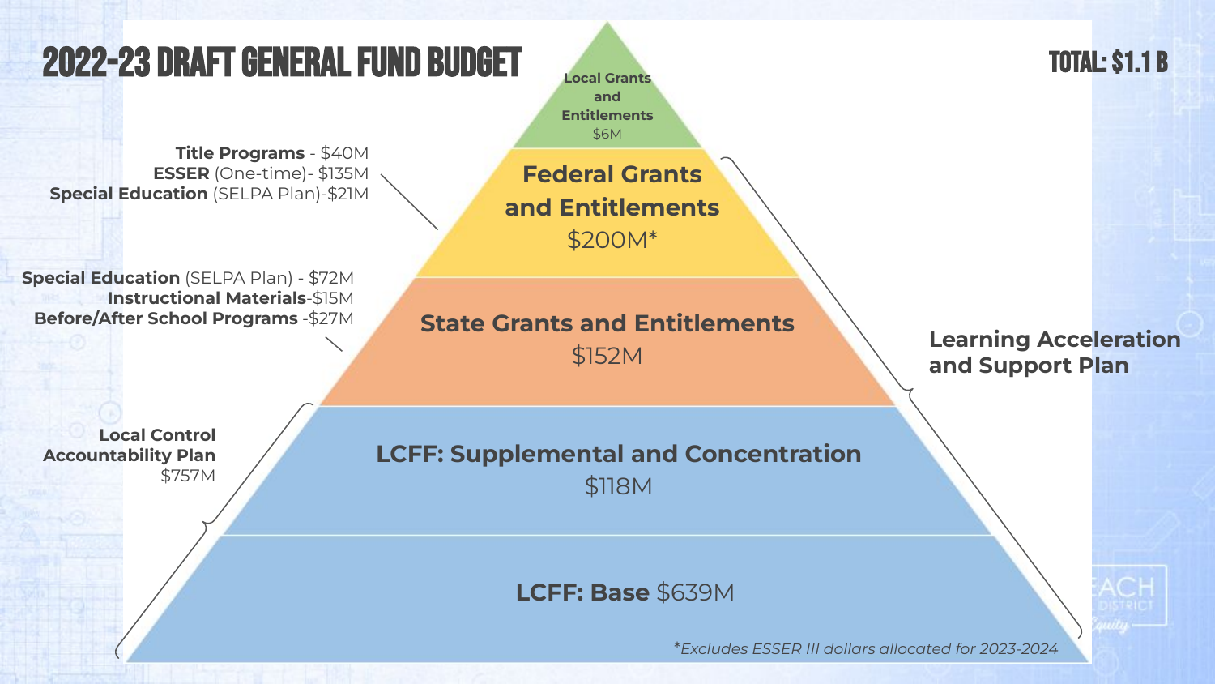# 2022-23 DRAFT GENERAL FUND BUDGET

**TOTAL: $1.1 B**

**Local Grants and Entitlements**
$6M

**Federal Grants and Entitlements**
$200M*

- **Title Programs** - $40M
- **ESSER** (One-time)- $135M
- **Special Education** (SELPA Plan)-$21M

**State Grants and Entitlements**
$152M

- **Special Education** (SELPA Plan) - $72M
- **Instructional Materials**-$15M
- **Before/After School Programs** -$27M

**LCFF: Supplemental and Concentration**
$118M

**LCFF: Base** $639M

**Local Control Accountability Plan**
$757M

**Learning Acceleration and Support Plan**

*Excludes ESSER III dollars allocated for 2023-2024*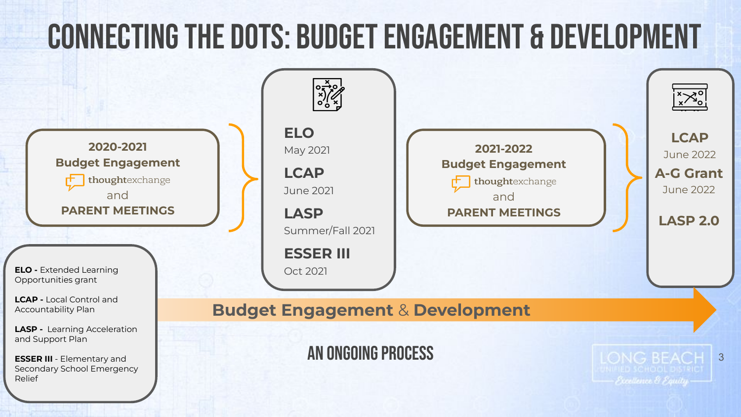# CONNECTING THE DOTS: BUDGET ENGAGEMENT & DEVELOPMENT

**2020-2021**
**Budget Engagement**
thoughtexchange
and
**PARENT MEETINGS**

**ELO**
May 2021

**LCAP**
June 2021

**LASP**
Summer/Fall 2021

**ESSER III**
Oct 2021

**2021-2022**
**Budget Engagement**
thoughtexchange
and
**PARENT MEETINGS**

**LCAP**
June 2022

**A-G Grant**
June 2022

**LASP 2.0**

**Budget Engagement** & **Development**

AN ONGOING PROCESS

**ELO -** Extended Learning Opportunities grant

**LCAP -** Local Control and Accountability Plan

**LASP -** Learning Acceleration and Support Plan

**ESSER III** - Elementary and Secondary School Emergency Relief

LONG BEACH UNIFIED SCHOOL DISTRICT
*Excellence & Equity*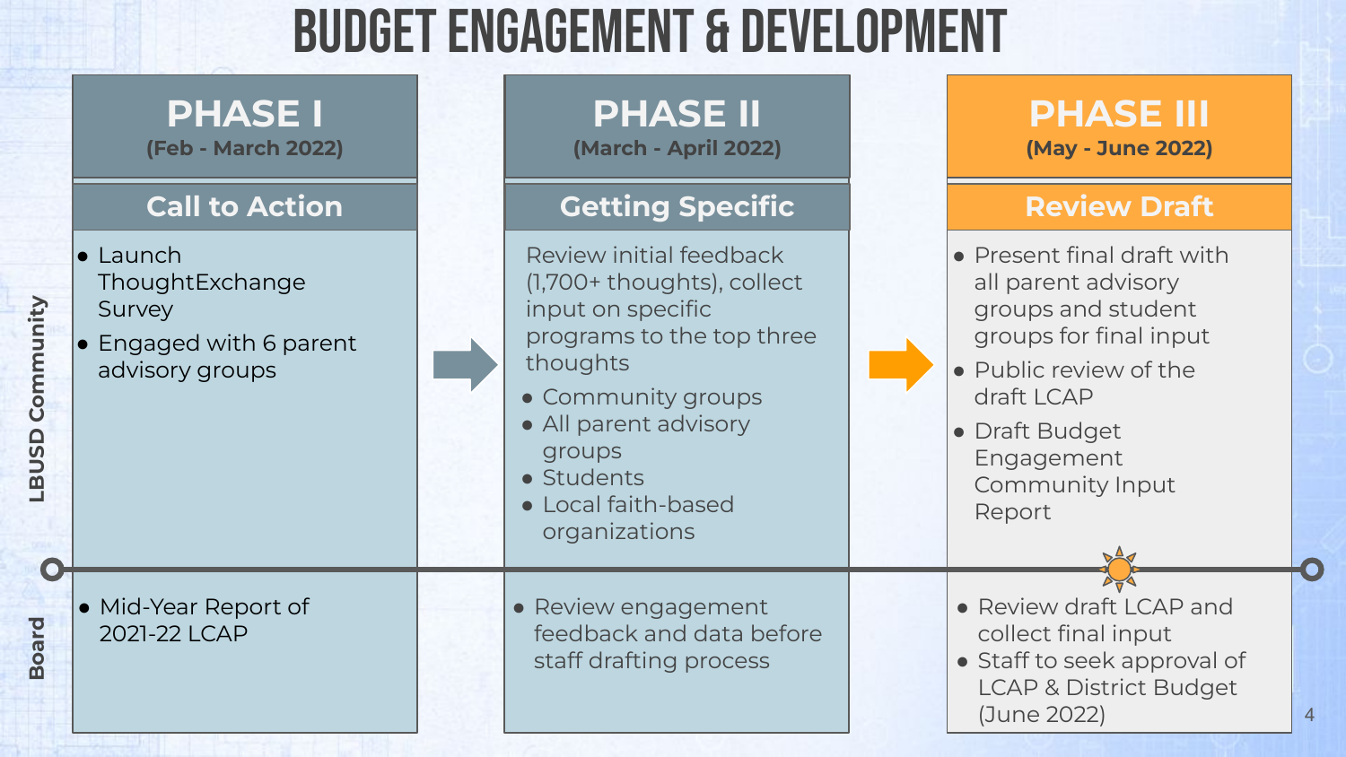# BUDGET ENGAGEMENT & DEVELOPMENT

| | PHASE I (Feb - March 2022) | PHASE II (March - April 2022) | PHASE III (May - June 2022) |
|---|---|---|---|
| | **Call to Action** | **Getting Specific** | **Review Draft** |
| **LBUSD Community** | • Launch ThoughtExchange Survey<br>• Engaged with 6 parent advisory groups | Review initial feedback (1,700+ thoughts), collect input on specific programs to the top three thoughts<br>• Community groups<br>• All parent advisory groups<br>• Students<br>• Local faith-based organizations | • Present final draft with all parent advisory groups and student groups for final input<br>• Public review of the draft LCAP<br>• Draft Budget Engagement Community Input Report |
| **Board** | • Mid-Year Report of 2021-22 LCAP | • Review engagement feedback and data before staff drafting process | • Review draft LCAP and collect final input<br>• Staff to seek approval of LCAP & District Budget (June 2022) |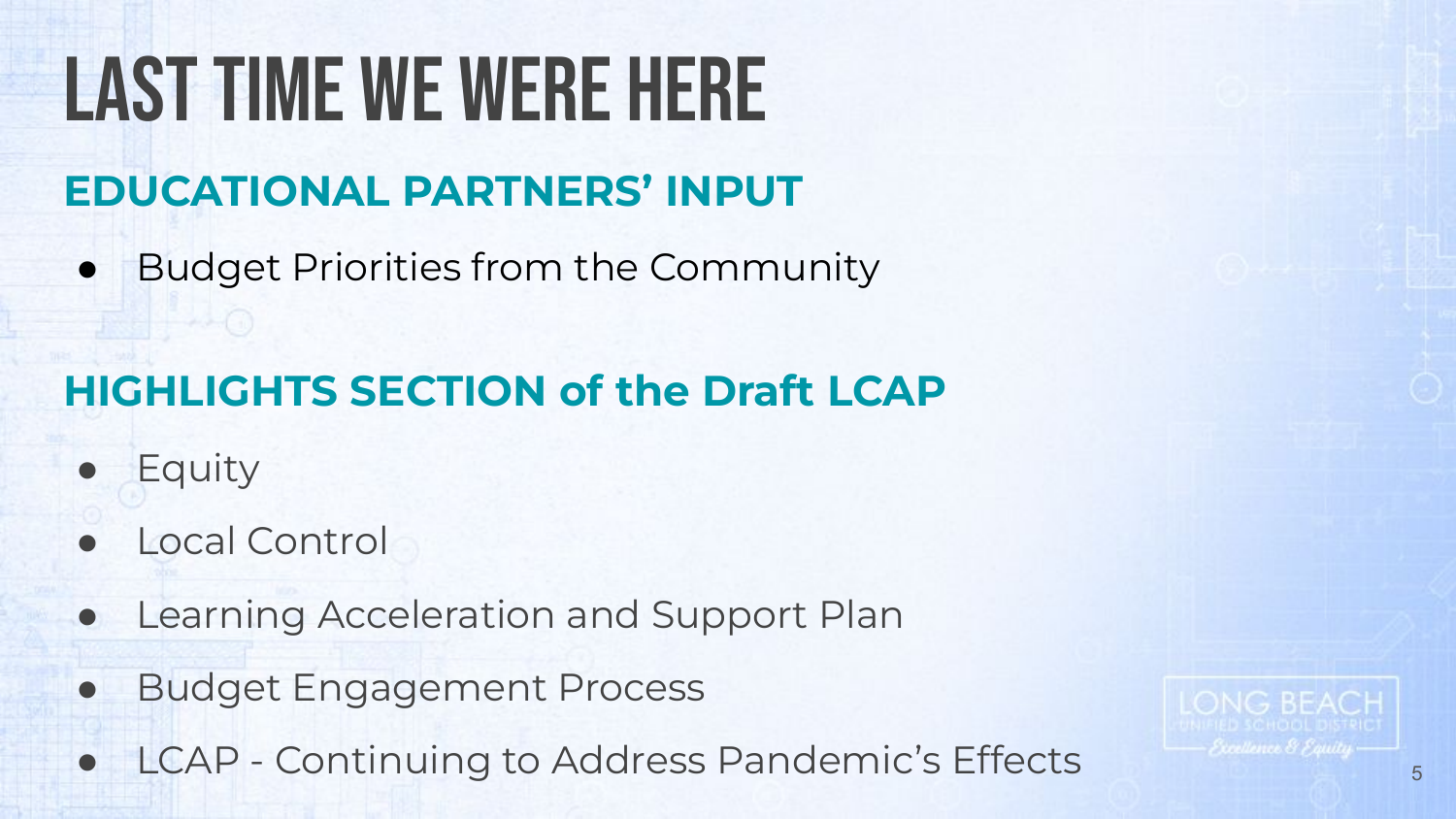# LAST TIME WE WERE HERE

## EDUCATIONAL PARTNERS' INPUT

- Budget Priorities from the Community

## HIGHLIGHTS SECTION of the Draft LCAP

- Equity
- Local Control
- Learning Acceleration and Support Plan
- Budget Engagement Process
- LCAP - Continuing to Address Pandemic's Effects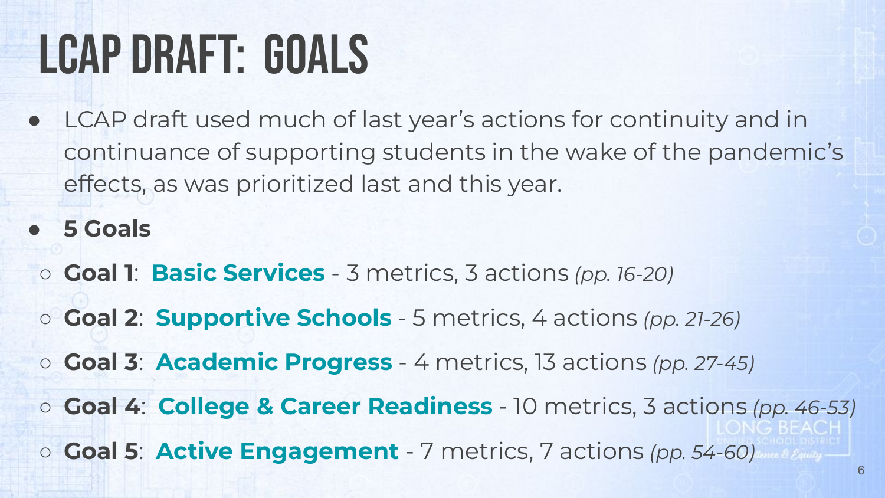# LCAP Draft: Goals

- LCAP draft used much of last year's actions for continuity and in continuance of supporting students in the wake of the pandemic's effects, as was prioritized last and this year.
- **5 Goals**
  - **Goal 1**: **Basic Services** - 3 metrics, 3 actions *(pp. 16-20)*
  - **Goal 2**: **Supportive Schools** - 5 metrics, 4 actions *(pp. 21-26)*
  - **Goal 3**: **Academic Progress** - 4 metrics, 13 actions *(pp. 27-45)*
  - **Goal 4**: **College & Career Readiness** - 10 metrics, 3 actions *(pp. 46-53)*
  - **Goal 5**: **Active Engagement** - 7 metrics, 7 actions *(pp. 54-60)*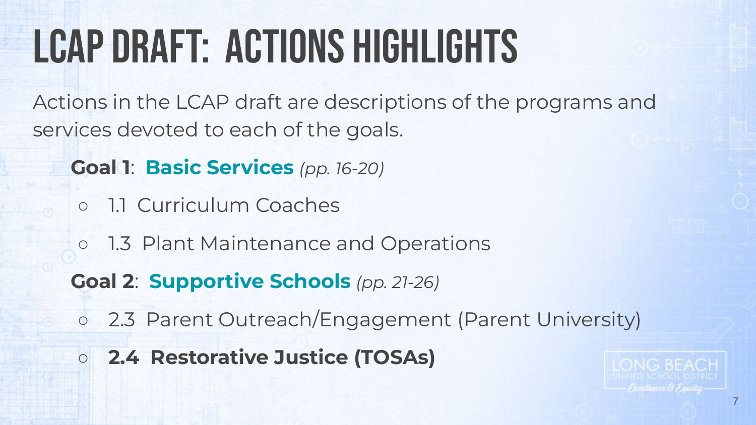# LCAP DRAFT: ACTIONS HIGHLIGHTS

Actions in the LCAP draft are descriptions of the programs and services devoted to each of the goals.

**Goal 1**: **Basic Services** *(pp. 16-20)*

- 1.1 Curriculum Coaches
- 1.3 Plant Maintenance and Operations

**Goal 2**: **Supportive Schools** *(pp. 21-26)*

- 2.3 Parent Outreach/Engagement (Parent University)
- **2.4 Restorative Justice (TOSAs)**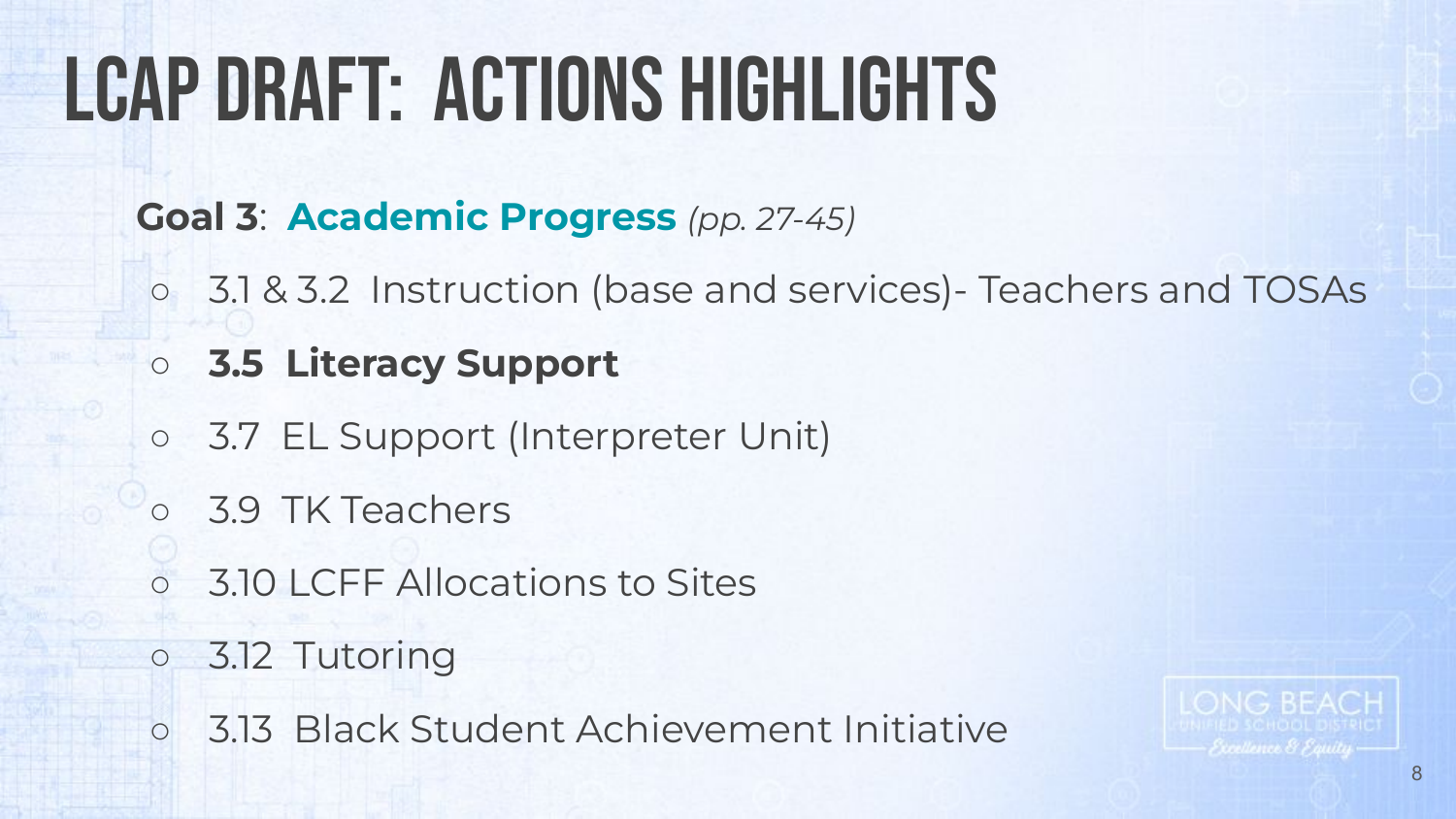# LCAP DRAFT: ACTIONS HIGHLIGHTS

**Goal 3**: **Academic Progress** *(pp. 27-45)*

- 3.1 & 3.2 Instruction (base and services)- Teachers and TOSAs
- **3.5 Literacy Support**
- 3.7 EL Support (Interpreter Unit)
- 3.9 TK Teachers
- 3.10 LCFF Allocations to Sites
- 3.12 Tutoring
- 3.13 Black Student Achievement Initiative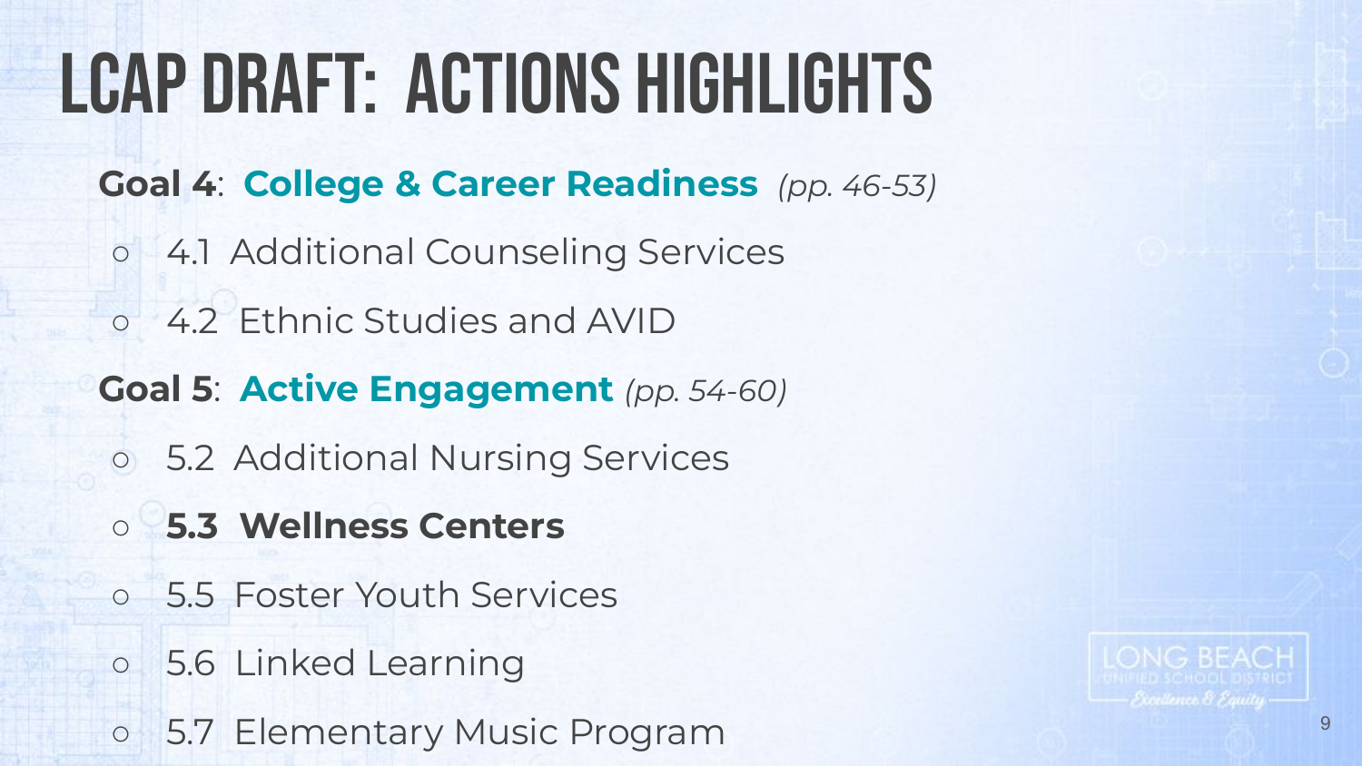# LCAP DRAFT: ACTIONS HIGHLIGHTS

**Goal 4**: **College & Career Readiness** *(pp. 46-53)*

- 4.1 Additional Counseling Services
- 4.2 Ethnic Studies and AVID

**Goal 5**: **Active Engagement** *(pp. 54-60)*

- 5.2 Additional Nursing Services
- **5.3 Wellness Centers**
- 5.5 Foster Youth Services
- 5.6 Linked Learning
- 5.7 Elementary Music Program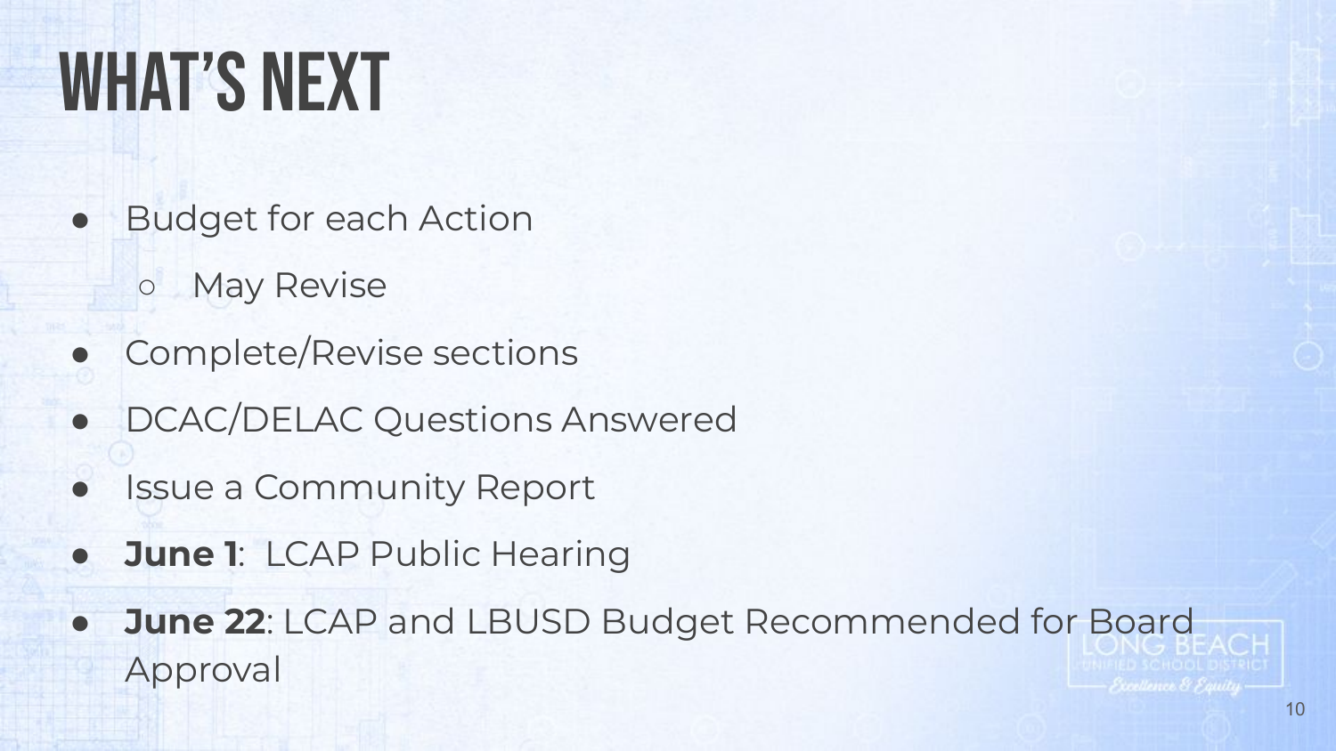# WHAT'S NEXT

- Budget for each Action
  - May Revise
- Complete/Revise sections
- DCAC/DELAC Questions Answered
- Issue a Community Report
- **June 1**: LCAP Public Hearing
- **June 22**: LCAP and LBUSD Budget Recommended for Board Approval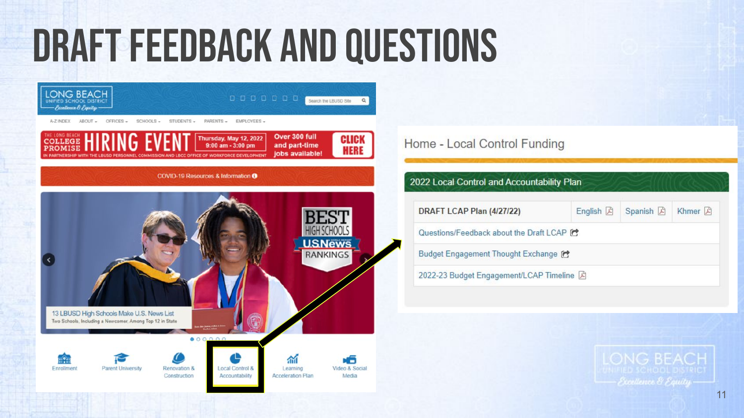# DRAFT FEEDBACK AND QUESTIONS

Home - Local Control Funding

## 2022 Local Control and Accountability Plan

| DRAFT LCAP Plan (4/27/22) | English | Spanish | Khmer |
|---|---|---|---|
| Questions/Feedback about the Draft LCAP | | | |
| Budget Engagement Thought Exchange | | | |
| 2022-23 Budget Engagement/LCAP Timeline | | | |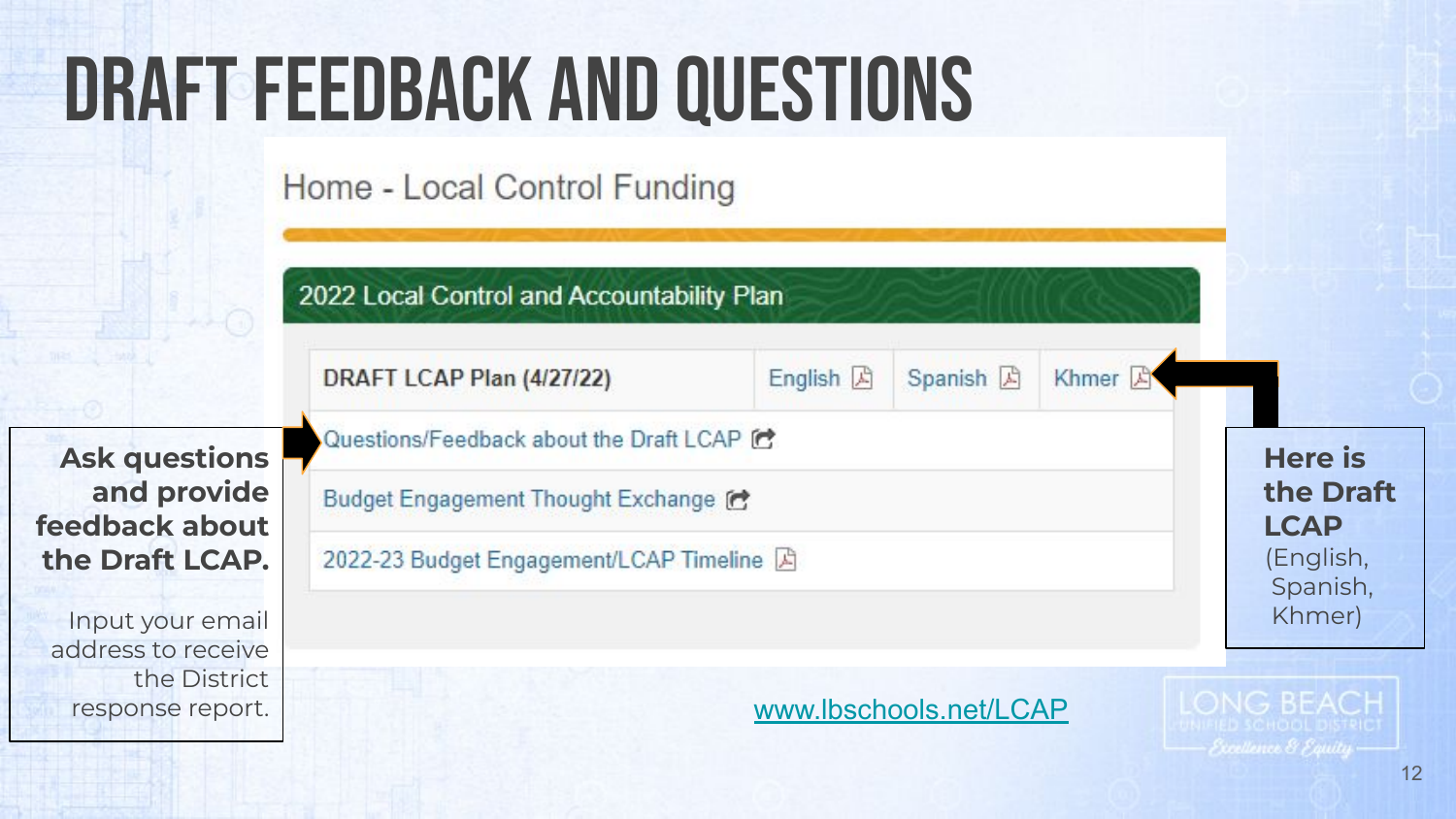# DRAFT FEEDBACK AND QUESTIONS

Home - Local Control Funding

**2022 Local Control and Accountability Plan**

| DRAFT LCAP Plan (4/27/22) | English | Spanish | Khmer |
|---|---|---|---|
| Questions/Feedback about the Draft LCAP | | | |
| Budget Engagement Thought Exchange | | | |
| 2022-23 Budget Engagement/LCAP Timeline | | | |

**Ask questions and provide feedback about the Draft LCAP.**

Input your email address to receive the District response report.

**Here is the Draft LCAP** (English, Spanish, Khmer)

www.lbschools.net/LCAP

LONG BEACH UNIFIED SCHOOL DISTRICT
Excellence & Equity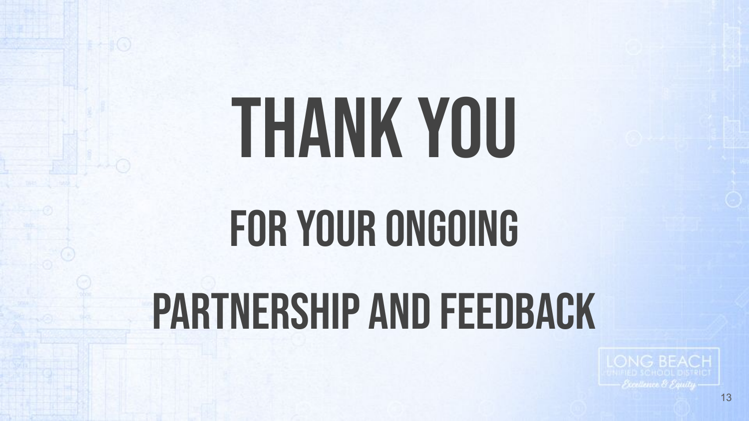# THANK YOU

## FOR YOUR ONGOING

## PARTNERSHIP AND FEEDBACK

LONG BEACH
UNIFIED SCHOOL DISTRICT
Excellence & Equity